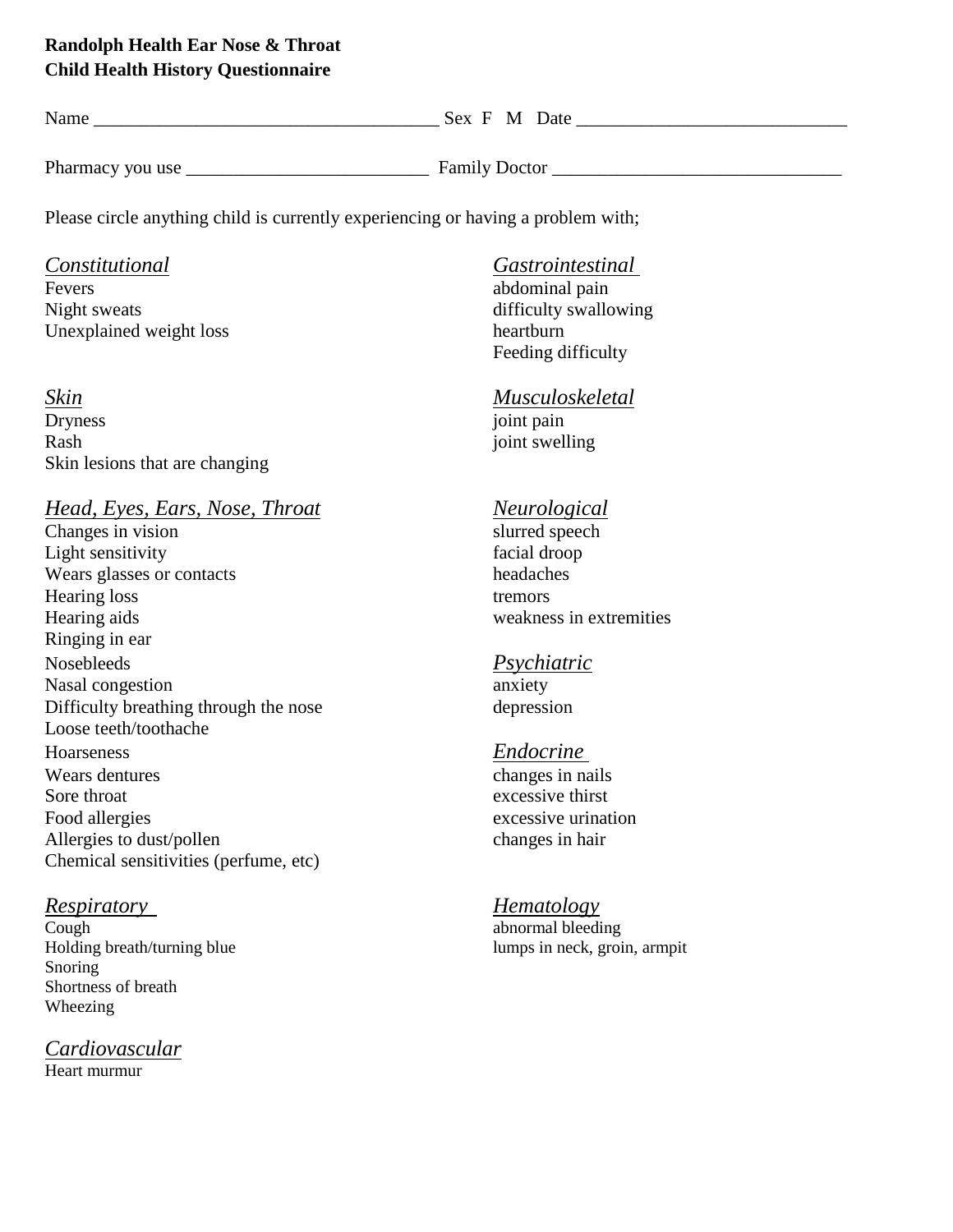**Randolph Health Ear Nose & Throat**
**Child Health History Questionnaire**

Name ____________________________________ Sex F M Date ____________________________

Pharmacy you use _________________________ Family Doctor ______________________________

Please circle anything child is currently experiencing or having a problem with;

*Constitutional*
Fevers
Night sweats
Unexplained weight loss

*Skin*
Dryness
Rash
Skin lesions that are changing

*Head, Eyes, Ears, Nose, Throat*
Changes in vision
Light sensitivity
Wears glasses or contacts
Hearing loss
Hearing aids
Ringing in ear
Nosebleeds
Nasal congestion
Difficulty breathing through the nose
Loose teeth/toothache
Hoarseness
Wears dentures
Sore throat
Food allergies
Allergies to dust/pollen
Chemical sensitivities (perfume, etc)

*Respiratory*
Cough
Holding breath/turning blue
Snoring
Shortness of breath
Wheezing

*Cardiovascular*
Heart murmur

*Gastrointestinal*
abdominal pain
difficulty swallowing
heartburn
Feeding difficulty

*Musculoskeletal*
joint pain
joint swelling

*Neurological*
slurred speech
facial droop
headaches
tremors
weakness in extremities

*Psychiatric*
anxiety
depression

*Endocrine*
changes in nails
excessive thirst
excessive urination
changes in hair

*Hematology*
abnormal bleeding
lumps in neck, groin, armpit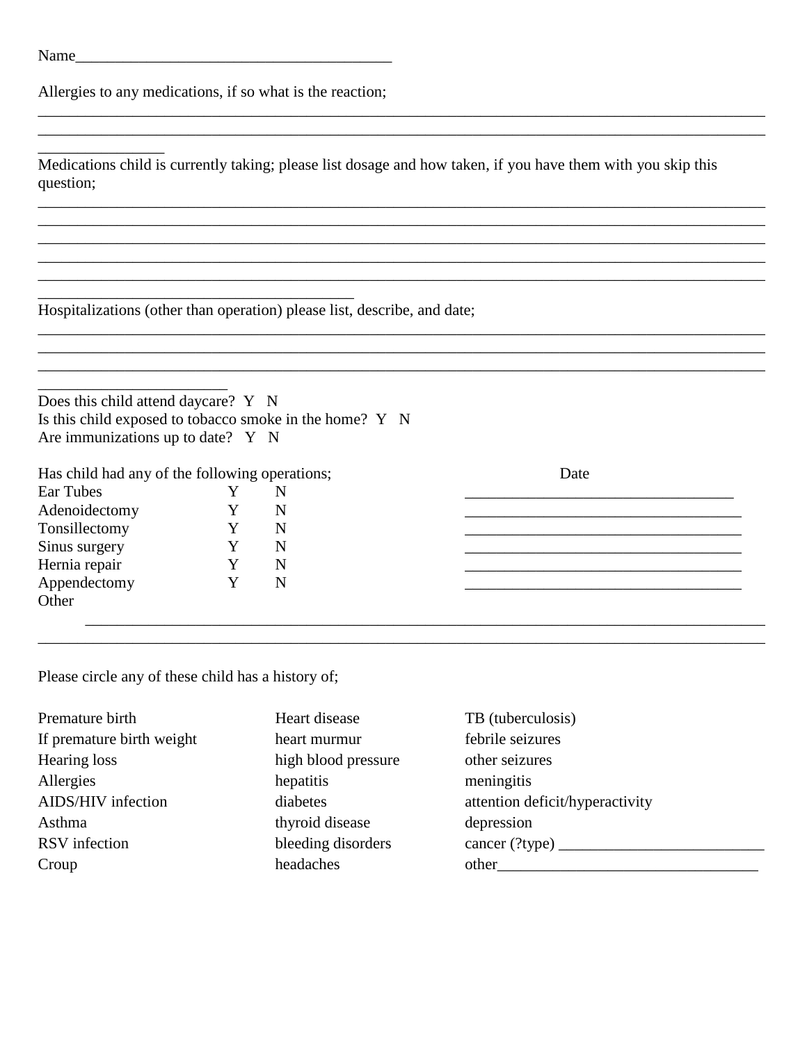Name_________________________________________

Allergies to any medications, if so what is the reaction;

_______________________________________________________________________________________________
_______________________________________________________________________________________________
________________

Medications child is currently taking; please list dosage and how taken, if you have them with you skip this question;

_______________________________________________________________________________________________
_______________________________________________________________________________________________
_______________________________________________________________________________________________
_______________________________________________________________________________________________
_______________________________________________________________________________________________
_________________________________________

Hospitalizations (other than operation) please list, describe, and date;

_______________________________________________________________________________________________
_______________________________________________________________________________________________
_______________________________________________________________________________________________
________________________

Does this child attend daycare? Y N
Is this child exposed to tobacco smoke in the home? Y N
Are immunizations up to date? Y N

| Has child had any of the following operations; | | | Date |
|---|---|---|---|
| Ear Tubes | Y | N | ___________________________________ |
| Adenoidectomy | Y | N | ___________________________________ |
| Tonsillectomy | Y | N | ___________________________________ |
| Sinus surgery | Y | N | ___________________________________ |
| Hernia repair | Y | N | ___________________________________ |
| Appendectomy | Y | N | ___________________________________ |
| Other | | | |

_______________________________________________________________________________________________
_______________________________________________________________________________________________

Please circle any of these child has a history of;

| | | |
|---|---|---|
| Premature birth | Heart disease | TB (tuberculosis) |
| If premature birth weight | heart murmur | febrile seizures |
| Hearing loss | high blood pressure | other seizures |
| Allergies | hepatitis | meningitis |
| AIDS/HIV infection | diabetes | attention deficit/hyperactivity |
| Asthma | thyroid disease | depression |
| RSV infection | bleeding disorders | cancer (?type) __________________________ |
| Croup | headaches | other_________________________________ |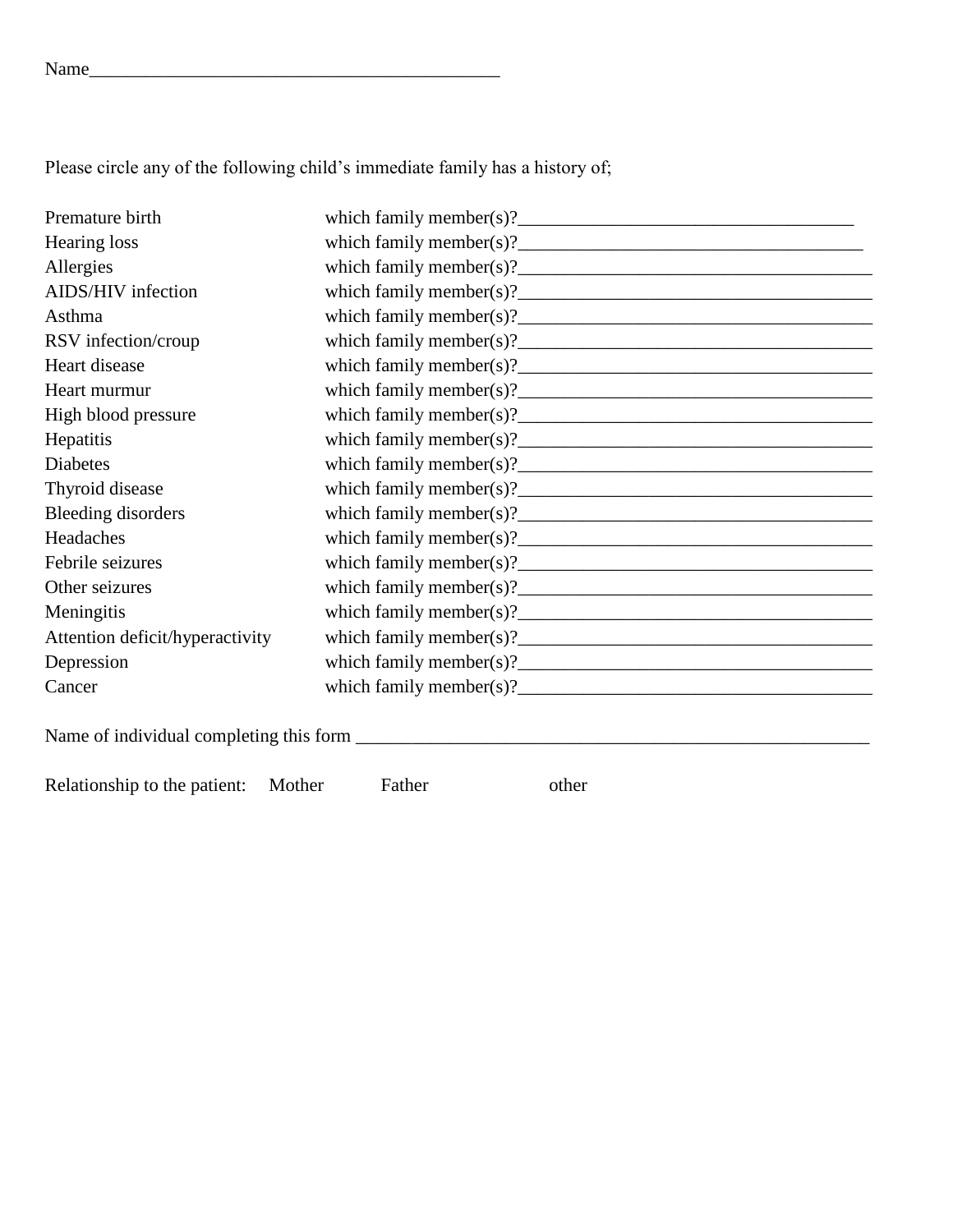Name___________________________________________

Please circle any of the following child's immediate family has a history of;

| | |
|---|---|
| Premature birth | which family member(s)?___________________________________ |
| Hearing loss | which family member(s)?____________________________________ |
| Allergies | which family member(s)?_____________________________________ |
| AIDS/HIV infection | which family member(s)?_____________________________________ |
| Asthma | which family member(s)?_____________________________________ |
| RSV infection/croup | which family member(s)?_____________________________________ |
| Heart disease | which family member(s)?_____________________________________ |
| Heart murmur | which family member(s)?_____________________________________ |
| High blood pressure | which family member(s)?_____________________________________ |
| Hepatitis | which family member(s)?_____________________________________ |
| Diabetes | which family member(s)?_____________________________________ |
| Thyroid disease | which family member(s)?_____________________________________ |
| Bleeding disorders | which family member(s)?_____________________________________ |
| Headaches | which family member(s)?_____________________________________ |
| Febrile seizures | which family member(s)?_____________________________________ |
| Other seizures | which family member(s)?_____________________________________ |
| Meningitis | which family member(s)?_____________________________________ |
| Attention deficit/hyperactivity | which family member(s)?_____________________________________ |
| Depression | which family member(s)?_____________________________________ |
| Cancer | which family member(s)?_____________________________________ |

Name of individual completing this form _____________________________________________________

Relationship to the patient: Mother Father other